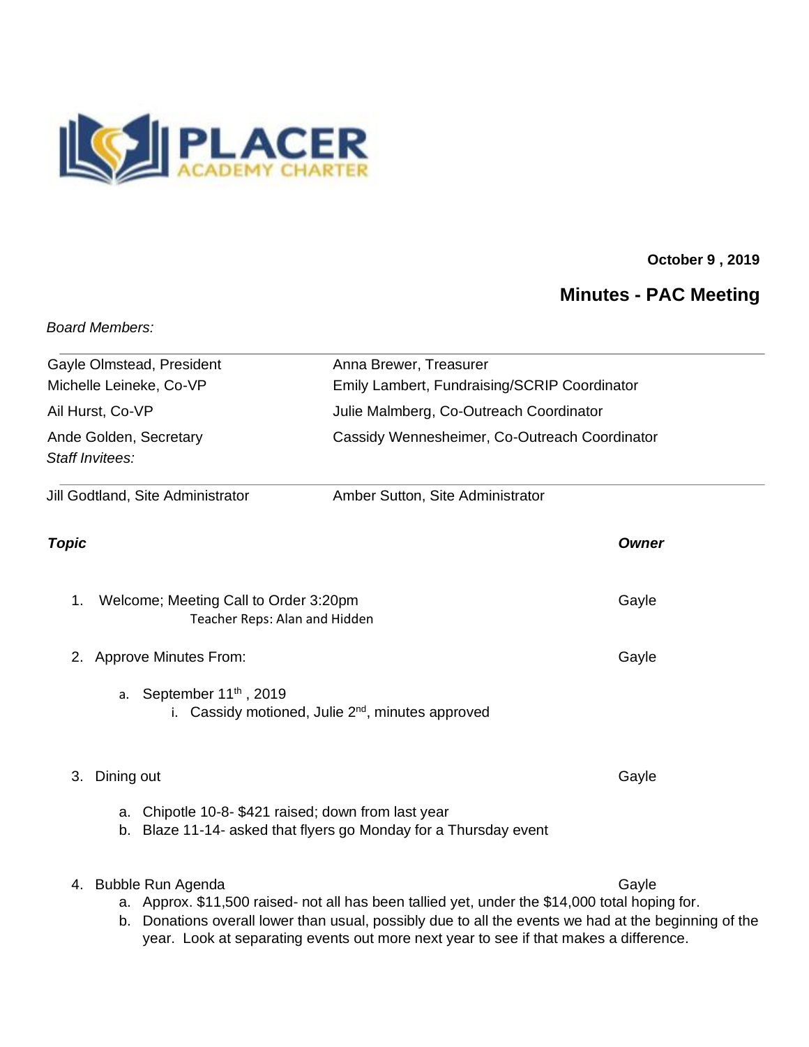PLACER ACADEMY CHARTER

**October 9 , 2019**

# Minutes - PAC Meeting

*Board Members:*

| | |
|---|---|
| Gayle Olmstead, President | Anna Brewer, Treasurer |
| Michelle Leineke, Co-VP | Emily Lambert, Fundraising/SCRIP Coordinator |
| Ail Hurst, Co-VP | Julie Malmberg, Co-Outreach Coordinator |
| Ande Golden, Secretary | Cassidy Wennesheimer, Co-Outreach Coordinator |

*Staff Invitees:*

| | |
|---|---|
| Jill Godtland, Site Administrator | Amber Sutton, Site Administrator |

| ***Topic*** | ***Owner*** |
|---|---|
| 1. Welcome; Meeting Call to Order 3:20pm<br>Teacher Reps: Alan and Hidden | Gayle |
| 2. Approve Minutes From:<br>a. September 11th , 2019<br>i. Cassidy motioned, Julie 2nd, minutes approved | Gayle |
| 3. Dining out<br>a. Chipotle 10-8- $421 raised; down from last year<br>b. Blaze 11-14- asked that flyers go Monday for a Thursday event | Gayle |
| 4. Bubble Run Agenda<br>a. Approx. $11,500 raised- not all has been tallied yet, under the $14,000 total hoping for.<br>b. Donations overall lower than usual, possibly due to all the events we had at the beginning of the year. Look at separating events out more next year to see if that makes a difference. | Gayle |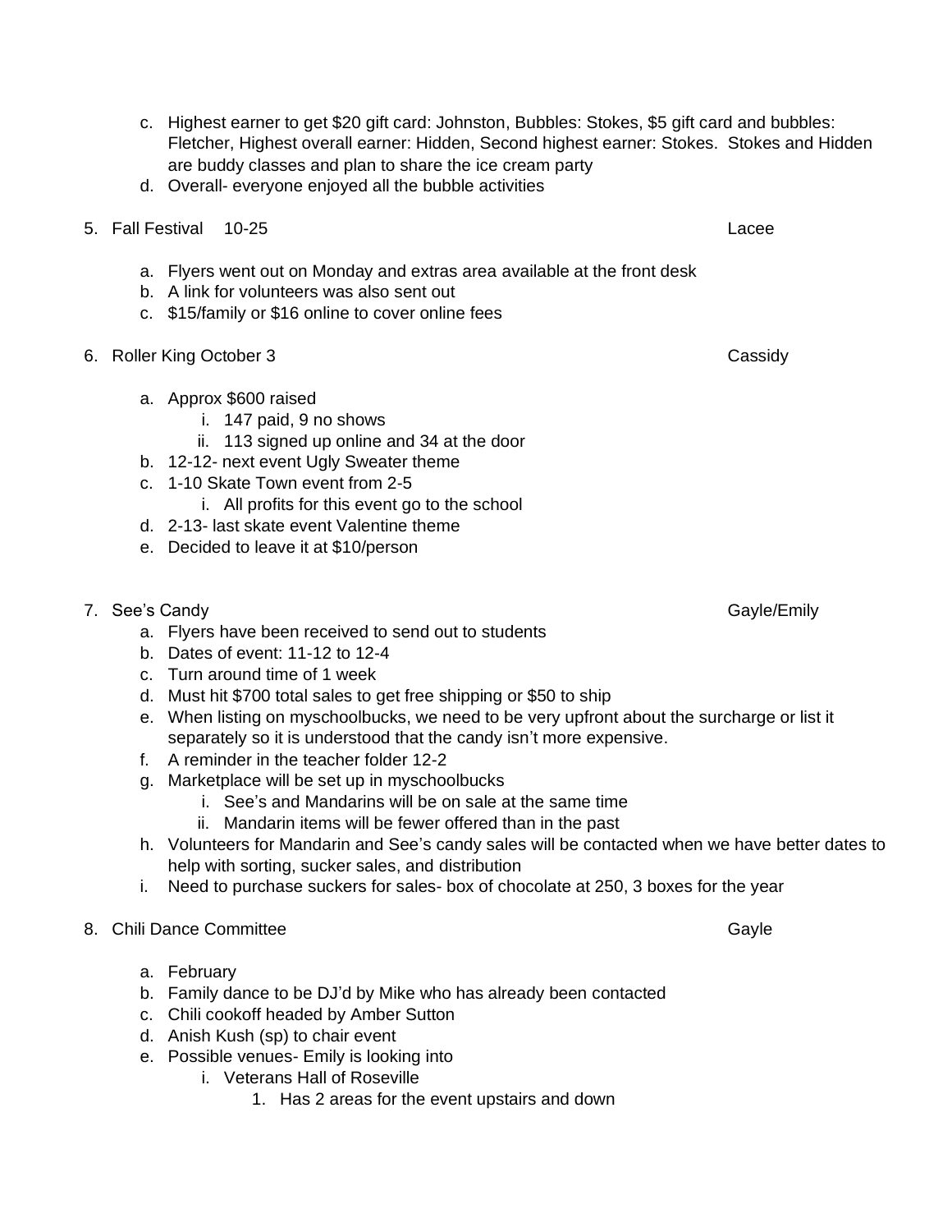c. Highest earner to get $20 gift card: Johnston, Bubbles: Stokes, $5 gift card and bubbles: Fletcher, Highest overall earner: Hidden, Second highest earner: Stokes. Stokes and Hidden are buddy classes and plan to share the ice cream party
d. Overall- everyone enjoyed all the bubble activities

5. Fall Festival 10-25 — Lacee
   a. Flyers went out on Monday and extras area available at the front desk
   b. A link for volunteers was also sent out
   c. $15/family or $16 online to cover online fees

6. Roller King October 3 — Cassidy
   a. Approx $600 raised
      i. 147 paid, 9 no shows
      ii. 113 signed up online and 34 at the door
   b. 12-12- next event Ugly Sweater theme
   c. 1-10 Skate Town event from 2-5
      i. All profits for this event go to the school
   d. 2-13- last skate event Valentine theme
   e. Decided to leave it at $10/person

7. See's Candy — Gayle/Emily
   a. Flyers have been received to send out to students
   b. Dates of event: 11-12 to 12-4
   c. Turn around time of 1 week
   d. Must hit $700 total sales to get free shipping or $50 to ship
   e. When listing on myschoolbucks, we need to be very upfront about the surcharge or list it separately so it is understood that the candy isn't more expensive.
   f. A reminder in the teacher folder 12-2
   g. Marketplace will be set up in myschoolbucks
      i. See's and Mandarins will be on sale at the same time
      ii. Mandarin items will be fewer offered than in the past
   h. Volunteers for Mandarin and See's candy sales will be contacted when we have better dates to help with sorting, sucker sales, and distribution
   i. Need to purchase suckers for sales- box of chocolate at 250, 3 boxes for the year

8. Chili Dance Committee — Gayle
   a. February
   b. Family dance to be DJ'd by Mike who has already been contacted
   c. Chili cookoff headed by Amber Sutton
   d. Anish Kush (sp) to chair event
   e. Possible venues- Emily is looking into
      i. Veterans Hall of Roseville
         1. Has 2 areas for the event upstairs and down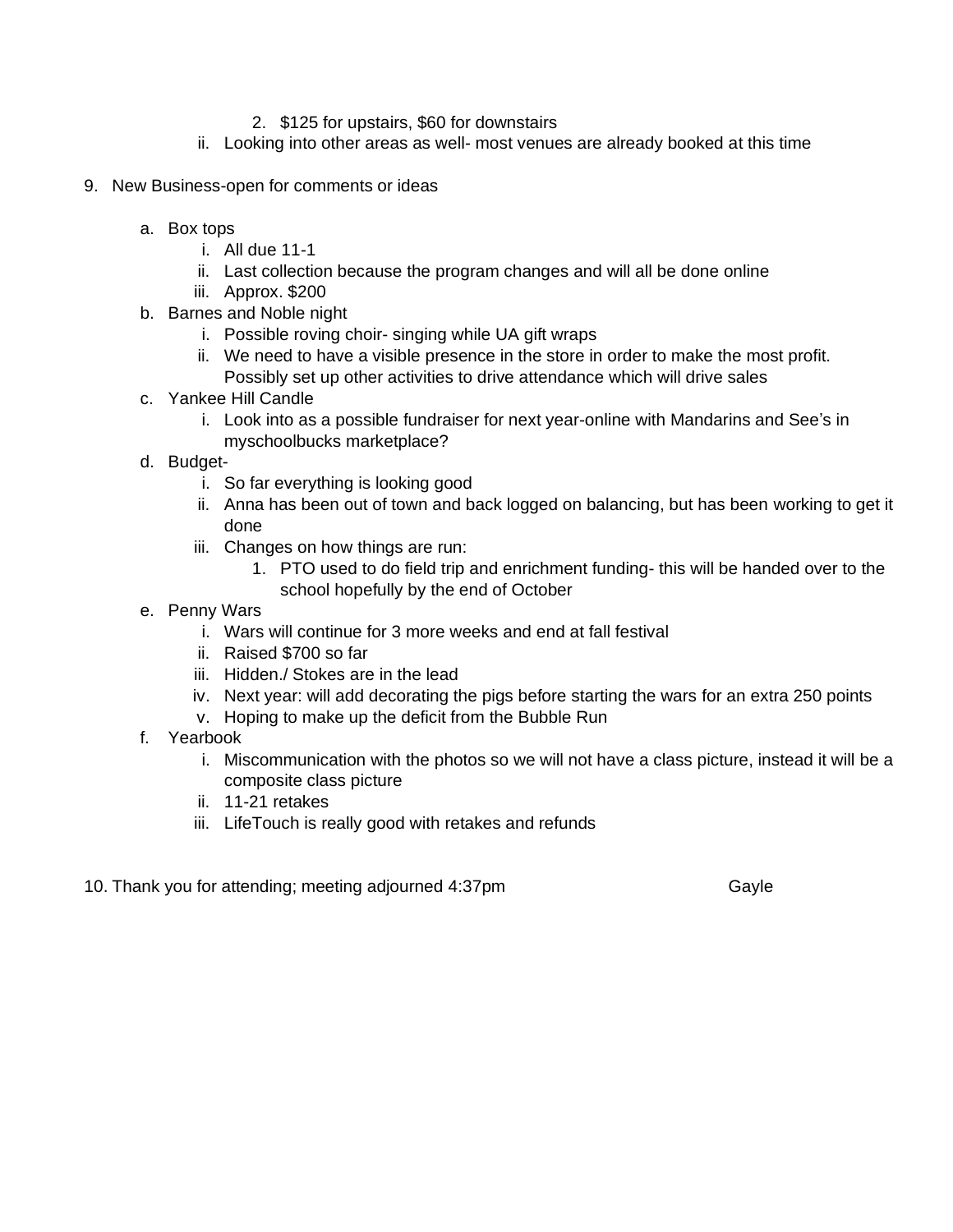2. $125 for upstairs, $60 for downstairs
    ii. Looking into other areas as well- most venues are already booked at this time

9. New Business-open for comments or ideas

    a. Box tops
        i. All due 11-1
        ii. Last collection because the program changes and will all be done online
        iii. Approx. $200
    b. Barnes and Noble night
        i. Possible roving choir- singing while UA gift wraps
        ii. We need to have a visible presence in the store in order to make the most profit. Possibly set up other activities to drive attendance which will drive sales
    c. Yankee Hill Candle
        i. Look into as a possible fundraiser for next year-online with Mandarins and See's in myschoolbucks marketplace?
    d. Budget-
        i. So far everything is looking good
        ii. Anna has been out of town and back logged on balancing, but has been working to get it done
        iii. Changes on how things are run:
            1. PTO used to do field trip and enrichment funding- this will be handed over to the school hopefully by the end of October
    e. Penny Wars
        i. Wars will continue for 3 more weeks and end at fall festival
        ii. Raised $700 so far
        iii. Hidden./ Stokes are in the lead
        iv. Next year: will add decorating the pigs before starting the wars for an extra 250 points
        v. Hoping to make up the deficit from the Bubble Run
    f. Yearbook
        i. Miscommunication with the photos so we will not have a class picture, instead it will be a composite class picture
        ii. 11-21 retakes
        iii. LifeTouch is really good with retakes and refunds

10. Thank you for attending; meeting adjourned 4:37pm Gayle